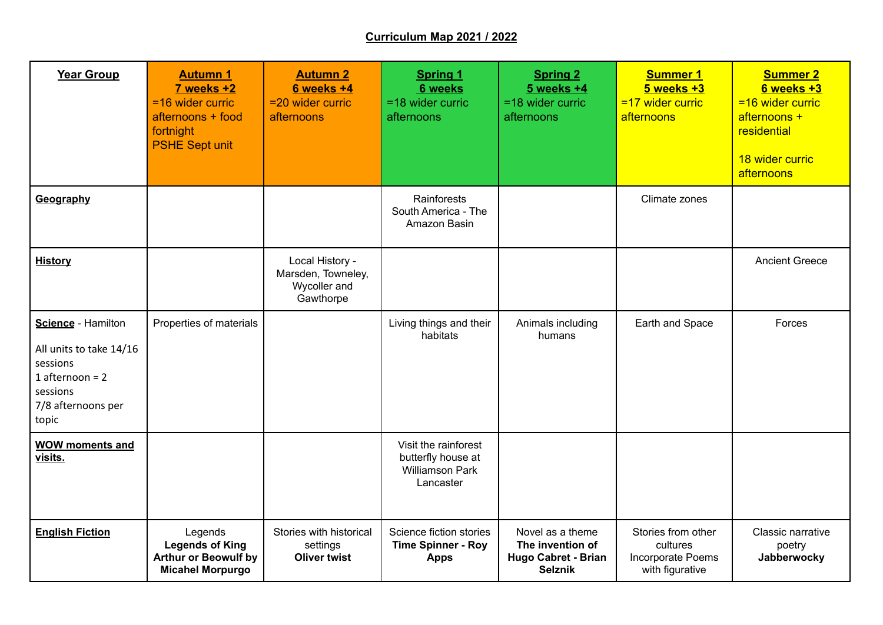**Curriculum Map 2021 / 2022**

| **Year Group** | **Autumn 1** **7 weeks +2** =16 wider curric afternoons + food fortnight PSHE Sept unit | **Autumn 2** **6 weeks +4** =20 wider curric afternoons | **Spring 1** **6 weeks** =18 wider curric afternoons | **Spring 2** **5 weeks +4** =18 wider curric afternoons | **Summer 1** **5 weeks +3** =17 wider curric afternoons | **Summer 2** **6 weeks +3** =16 wider curric afternoons + residential<br><br>18 wider curric afternoons |
|---|---|---|---|---|---|---|
| **Geography** | | | Rainforests South America - The Amazon Basin | | Climate zones | |
| **History** | | Local History - Marsden, Towneley, Wycoller and Gawthorpe | | | | Ancient Greece |
| **Science** - Hamilton<br><br>All units to take 14/16 sessions<br>1 afternoon = 2 sessions<br>7/8 afternoons per topic | Properties of materials | | Living things and their habitats | Animals including humans | Earth and Space | Forces |
| **WOW moments and visits.** | | | Visit the rainforest butterfly house at Williamson Park Lancaster | | | |
| **English Fiction** | Legends **Legends of King Arthur or Beowulf by Micahel Morpurgo** | Stories with historical settings **Oliver twist** | Science fiction stories **Time Spinner - Roy Apps** | Novel as a theme **The invention of Hugo Cabret - Brian Selznik** | Stories from other cultures Incorporate Poems with figurative | Classic narrative poetry **Jabberwocky** |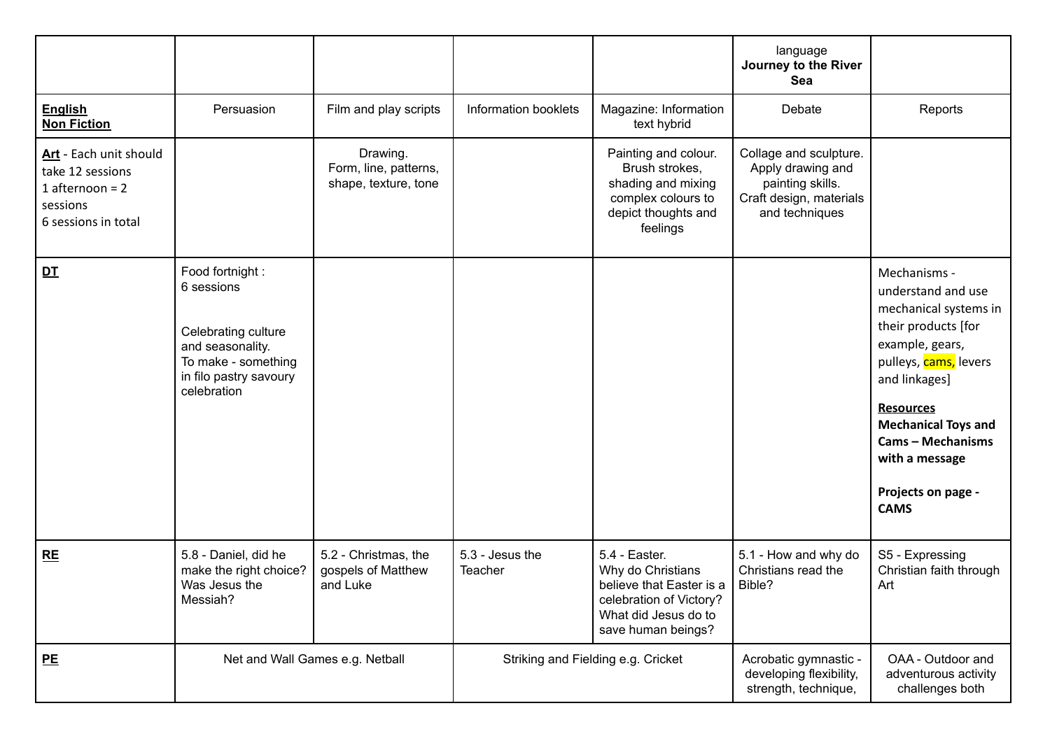| | | | | | language **Journey to the River Sea** | |
|---|---|---|---|---|---|---|
| **English Non Fiction** | Persuasion | Film and play scripts | Information booklets | Magazine: Information text hybrid | Debate | Reports |
| **Art** - Each unit should take 12 sessions 1 afternoon = 2 sessions 6 sessions in total | | Drawing. Form, line, patterns, shape, texture, tone | | Painting and colour. Brush strokes, shading and mixing complex colours to depict thoughts and feelings | Collage and sculpture. Apply drawing and painting skills. Craft design, materials and techniques | |
| **DT** | Food fortnight : 6 sessions<br><br>Celebrating culture and seasonality. To make - something in filo pastry savoury celebration | | | | | Mechanisms - understand and use mechanical systems in their products [for example, gears, pulleys, cams, levers and linkages]<br><br>**Resources**<br>**Mechanical Toys and Cams – Mechanisms with a message**<br><br>**Projects on page - CAMS** |
| **RE** | 5.8 - Daniel, did he make the right choice? Was Jesus the Messiah? | 5.2 - Christmas, the gospels of Matthew and Luke | 5.3 - Jesus the Teacher | 5.4 - Easter. Why do Christians believe that Easter is a celebration of Victory? What did Jesus do to save human beings? | 5.1 - How and why do Christians read the Bible? | S5 - Expressing Christian faith through Art |
| **PE** | Net and Wall Games e.g. Netball | | Striking and Fielding e.g. Cricket | | Acrobatic gymnastic - developing flexibility, strength, technique, | OAA - Outdoor and adventurous activity challenges both |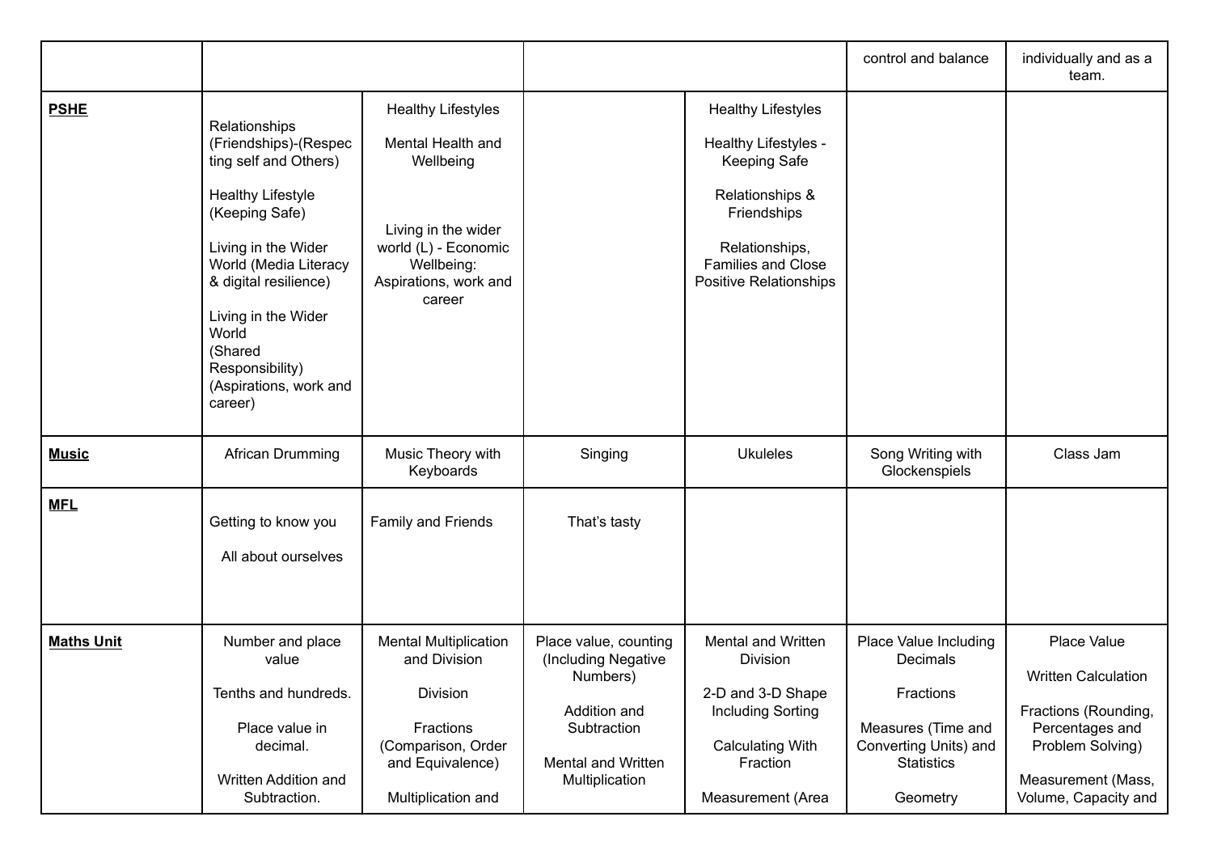| | | | | | control and balance | individually and as a team. |
|---|---|---|---|---|---|---|
| **PSHE** | Relationships (Friendships)-(Respecting self and Others)<br><br>Healthy Lifestyle (Keeping Safe)<br><br>Living in the Wider World (Media Literacy & digital resilience)<br><br>Living in the Wider World (Shared Responsibility) (Aspirations, work and career) | Healthy Lifestyles<br><br>Mental Health and Wellbeing<br><br>Living in the wider world (L) - Economic Wellbeing: Aspirations, work and career | | Healthy Lifestyles<br><br>Healthy Lifestyles - Keeping Safe<br><br>Relationships & Friendships<br><br>Relationships, Families and Close Positive Relationships | | |
| **Music** | African Drumming | Music Theory with Keyboards | Singing | Ukuleles | Song Writing with Glockenspiels | Class Jam |
| **MFL** | Getting to know you<br><br>All about ourselves | Family and Friends | That's tasty | | | |
| **Maths Unit** | Number and place value<br><br>Tenths and hundreds.<br><br>Place value in decimal.<br><br>Written Addition and Subtraction. | Mental Multiplication and Division<br><br>Division<br><br>Fractions (Comparison, Order and Equivalence)<br><br>Multiplication and | Place value, counting (Including Negative Numbers)<br><br>Addition and Subtraction<br><br>Mental and Written Multiplication | Mental and Written Division<br><br>2-D and 3-D Shape Including Sorting<br><br>Calculating With Fraction<br><br>Measurement (Area | Place Value Including Decimals<br><br>Fractions<br><br>Measures (Time and Converting Units) and Statistics<br><br>Geometry | Place Value<br><br>Written Calculation<br><br>Fractions (Rounding, Percentages and Problem Solving)<br><br>Measurement (Mass, Volume, Capacity and |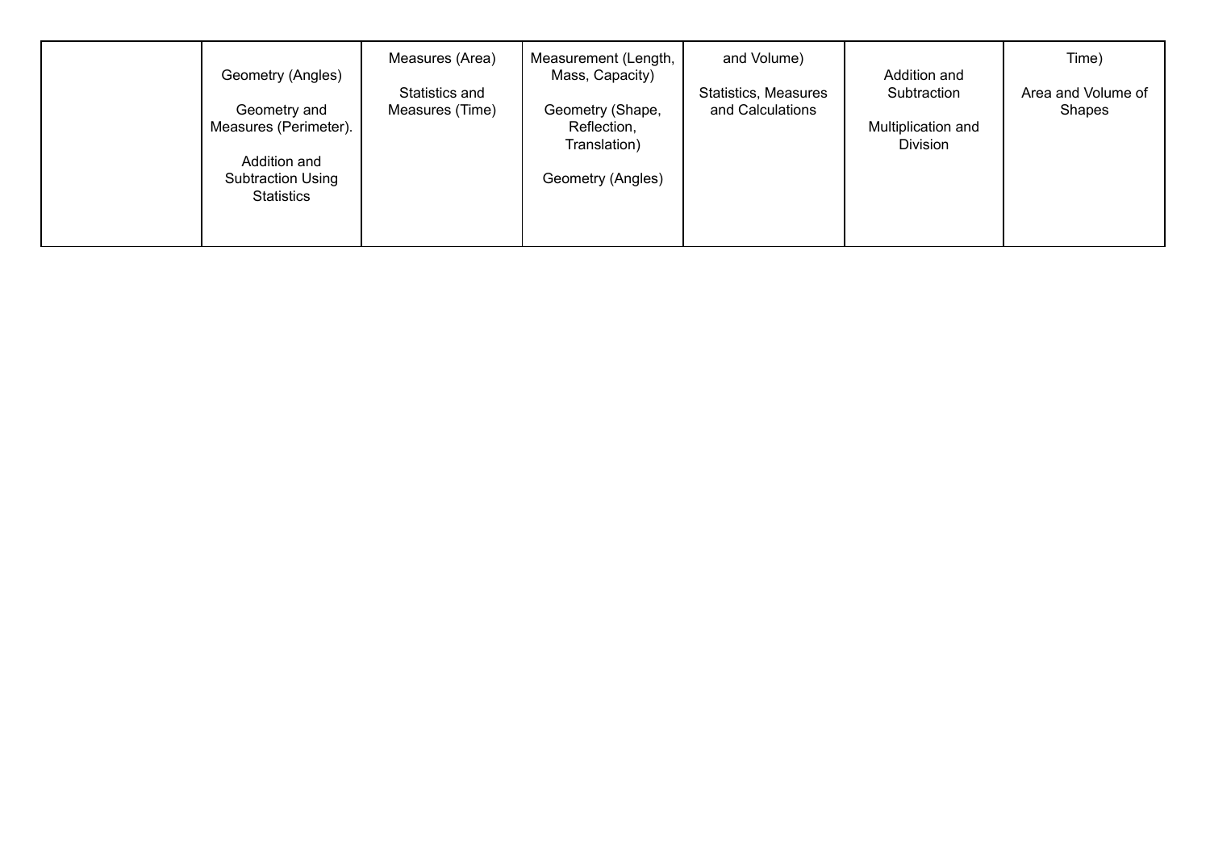| | | | | | | |
|---|---|---|---|---|---|---|
| | Geometry (Angles)<br><br>Geometry and Measures (Perimeter).<br><br>Addition and Subtraction Using Statistics | Measures (Area)<br><br>Statistics and Measures (Time) | Measurement (Length, Mass, Capacity)<br><br>Geometry (Shape, Reflection, Translation)<br><br>Geometry (Angles) | and Volume)<br><br>Statistics, Measures and Calculations | Addition and Subtraction<br><br>Multiplication and Division | Time)<br><br>Area and Volume of Shapes |